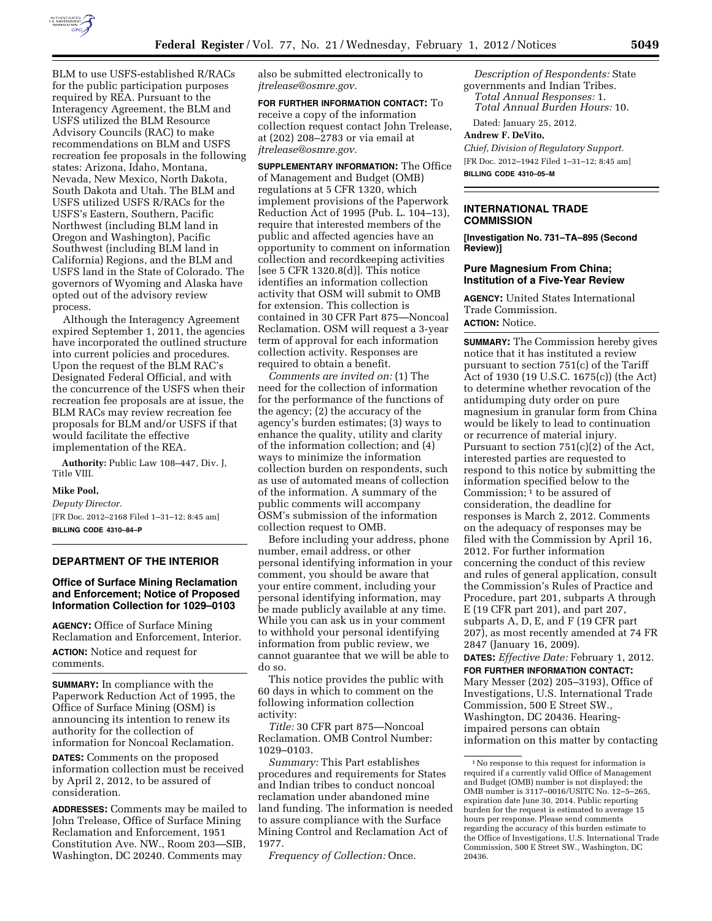BLM to use USFS-established R/RACs for the public participation purposes required by REA. Pursuant to the Interagency Agreement, the BLM and USFS utilized the BLM Resource Advisory Councils (RAC) to make recommendations on BLM and USFS recreation fee proposals in the following states: Arizona, Idaho, Montana, Nevada, New Mexico, North Dakota, South Dakota and Utah. The BLM and USFS utilized USFS R/RACs for the USFS's Eastern, Southern, Pacific Northwest (including BLM land in Oregon and Washington), Pacific Southwest (including BLM land in California) Regions, and the BLM and USFS land in the State of Colorado. The governors of Wyoming and Alaska have opted out of the advisory review process.

Although the Interagency Agreement expired September 1, 2011, the agencies have incorporated the outlined structure into current policies and procedures. Upon the request of the BLM RAC's Designated Federal Official, and with the concurrence of the USFS when their recreation fee proposals are at issue, the BLM RACs may review recreation fee proposals for BLM and/or USFS if that would facilitate the effective implementation of the REA.

**Authority:** Public Law 108–447, Div. J, Title VIII.

**Mike Pool,**

*Deputy Director.*

[FR Doc. 2012–2168 Filed 1–31–12; 8:45 am]

**BILLING CODE 4310–84–P**

## DEPARTMENT OF THE INTERIOR

### Office of Surface Mining Reclamation and Enforcement; Notice of Proposed Information Collection for 1029–0103

**AGENCY:** Office of Surface Mining Reclamation and Enforcement, Interior.

**ACTION:** Notice and request for comments.

**SUMMARY:** In compliance with the Paperwork Reduction Act of 1995, the Office of Surface Mining (OSM) is announcing its intention to renew its authority for the collection of information for Noncoal Reclamation.

**DATES:** Comments on the proposed information collection must be received by April 2, 2012, to be assured of consideration.

**ADDRESSES:** Comments may be mailed to John Trelease, Office of Surface Mining Reclamation and Enforcement, 1951 Constitution Ave. NW., Room 203—SIB, Washington, DC 20240. Comments may also be submitted electronically to *jtrelease@osmre.gov.*

**FOR FURTHER INFORMATION CONTACT:** To receive a copy of the information collection request contact John Trelease, at (202) 208–2783 or via email at *jtrelease@osmre.gov.*

**SUPPLEMENTARY INFORMATION:** The Office of Management and Budget (OMB) regulations at 5 CFR 1320, which implement provisions of the Paperwork Reduction Act of 1995 (Pub. L. 104–13), require that interested members of the public and affected agencies have an opportunity to comment on information collection and recordkeeping activities [see 5 CFR 1320.8(d)]. This notice identifies an information collection activity that OSM will submit to OMB for extension. This collection is contained in 30 CFR Part 875—Noncoal Reclamation. OSM will request a 3-year term of approval for each information collection activity. Responses are required to obtain a benefit.

*Comments are invited on:* (1) The need for the collection of information for the performance of the functions of the agency; (2) the accuracy of the agency's burden estimates; (3) ways to enhance the quality, utility and clarity of the information collection; and (4) ways to minimize the information collection burden on respondents, such as use of automated means of collection of the information. A summary of the public comments will accompany OSM's submission of the information collection request to OMB.

Before including your address, phone number, email address, or other personal identifying information in your comment, you should be aware that your entire comment, including your personal identifying information, may be made publicly available at any time. While you can ask us in your comment to withhold your personal identifying information from public review, we cannot guarantee that we will be able to do so.

This notice provides the public with 60 days in which to comment on the following information collection activity:

*Title:* 30 CFR part 875—Noncoal Reclamation. OMB Control Number: 1029–0103.

*Summary:* This Part establishes procedures and requirements for States and Indian tribes to conduct noncoal reclamation under abandoned mine land funding. The information is needed to assure compliance with the Surface Mining Control and Reclamation Act of 1977.

*Frequency of Collection:* Once.

*Description of Respondents:* State governments and Indian Tribes.

*Total Annual Responses:* 1.

*Total Annual Burden Hours:* 10.

Dated: January 25, 2012.

**Andrew F. DeVito,**

*Chief, Division of Regulatory Support.*

[FR Doc. 2012–1942 Filed 1–31–12; 8:45 am]

**BILLING CODE 4310–05–M**

## INTERNATIONAL TRADE COMMISSION

**[Investigation No. 731–TA–895 (Second Review)]**

### Pure Magnesium From China; Institution of a Five-Year Review

**AGENCY:** United States International Trade Commission.

**ACTION:** Notice.

**SUMMARY:** The Commission hereby gives notice that it has instituted a review pursuant to section 751(c) of the Tariff Act of 1930 (19 U.S.C. 1675(c)) (the Act) to determine whether revocation of the antidumping duty order on pure magnesium in granular form from China would be likely to lead to continuation or recurrence of material injury. Pursuant to section 751(c)(2) of the Act, interested parties are requested to respond to this notice by submitting the information specified below to the Commission;[1] to be assured of consideration, the deadline for responses is March 2, 2012. Comments on the adequacy of responses may be filed with the Commission by April 16, 2012. For further information concerning the conduct of this review and rules of general application, consult the Commission's Rules of Practice and Procedure, part 201, subparts A through E (19 CFR part 201), and part 207, subparts A, D, E, and F (19 CFR part 207), as most recently amended at 74 FR 2847 (January 16, 2009).

**DATES:** *Effective Date:* February 1, 2012.

**FOR FURTHER INFORMATION CONTACT:** Mary Messer (202) 205–3193), Office of Investigations, U.S. International Trade Commission, 500 E Street SW., Washington, DC 20436. Hearing-impaired persons can obtain information on this matter by contacting

[1] No response to this request for information is required if a currently valid Office of Management and Budget (OMB) number is not displayed; the OMB number is 3117–0016/USITC No. 12–5–265, expiration date June 30, 2014. Public reporting burden for the request is estimated to average 15 hours per response. Please send comments regarding the accuracy of this burden estimate to the Office of Investigations, U.S. International Trade Commission, 500 E Street SW., Washington, DC 20436.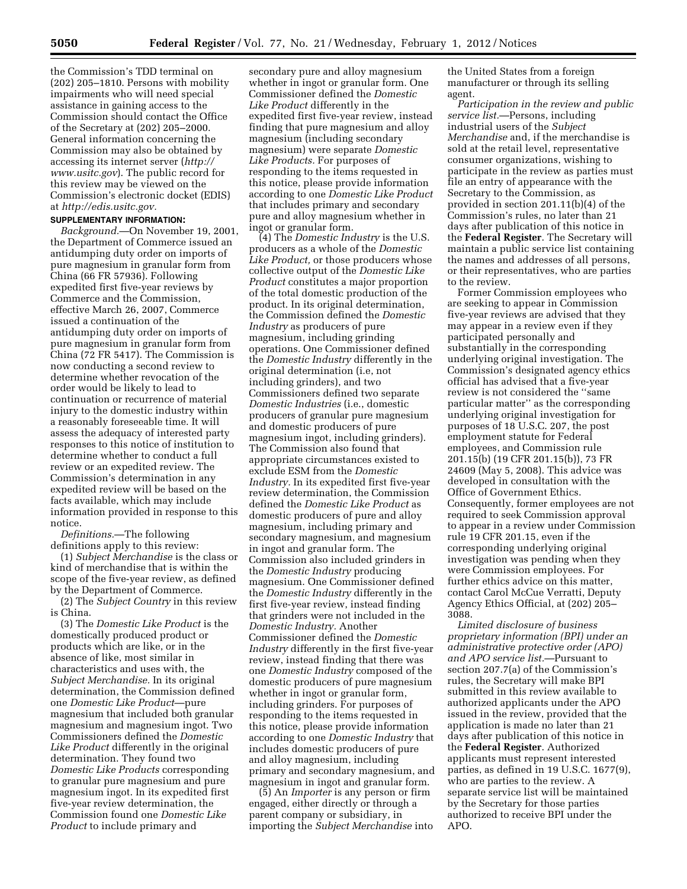the Commission's TDD terminal on (202) 205–1810. Persons with mobility impairments who will need special assistance in gaining access to the Commission should contact the Office of the Secretary at (202) 205–2000. General information concerning the Commission may also be obtained by accessing its internet server (*http://www.usitc.gov*). The public record for this review may be viewed on the Commission's electronic docket (EDIS) at *http://edis.usitc.gov.*

**SUPPLEMENTARY INFORMATION:**

*Background.*—On November 19, 2001, the Department of Commerce issued an antidumping duty order on imports of pure magnesium in granular form from China (66 FR 57936). Following expedited first five-year reviews by Commerce and the Commission, effective March 26, 2007, Commerce issued a continuation of the antidumping duty order on imports of pure magnesium in granular form from China (72 FR 5417). The Commission is now conducting a second review to determine whether revocation of the order would be likely to lead to continuation or recurrence of material injury to the domestic industry within a reasonably foreseeable time. It will assess the adequacy of interested party responses to this notice of institution to determine whether to conduct a full review or an expedited review. The Commission's determination in any expedited review will be based on the facts available, which may include information provided in response to this notice.

*Definitions.*—The following definitions apply to this review:

(1) *Subject Merchandise* is the class or kind of merchandise that is within the scope of the five-year review, as defined by the Department of Commerce.

(2) The *Subject Country* in this review is China.

(3) The *Domestic Like Product* is the domestically produced product or products which are like, or in the absence of like, most similar in characteristics and uses with, the *Subject Merchandise.* In its original determination, the Commission defined one *Domestic Like Product*—pure magnesium that included both granular magnesium and magnesium ingot. Two Commissioners defined the *Domestic Like Product* differently in the original determination. They found two *Domestic Like Products* corresponding to granular pure magnesium and pure magnesium ingot. In its expedited first five-year review determination, the Commission found one *Domestic Like Product* to include primary and secondary pure and alloy magnesium whether in ingot or granular form. One Commissioner defined the *Domestic Like Product* differently in the expedited first five-year review, instead finding that pure magnesium and alloy magnesium (including secondary magnesium) were separate *Domestic Like Products.* For purposes of responding to the items requested in this notice, please provide information according to one *Domestic Like Product* that includes primary and secondary pure and alloy magnesium whether in ingot or granular form.

(4) The *Domestic Industry* is the U.S. producers as a whole of the *Domestic Like Product,* or those producers whose collective output of the *Domestic Like Product* constitutes a major proportion of the total domestic production of the product. In its original determination, the Commission defined the *Domestic Industry* as producers of pure magnesium, including grinding operations. One Commissioner defined the *Domestic Industry* differently in the original determination (i.e, not including grinders), and two Commissioners defined two separate *Domestic Industries* (i.e., domestic producers of granular pure magnesium and domestic producers of pure magnesium ingot, including grinders). The Commission also found that appropriate circumstances existed to exclude ESM from the *Domestic Industry.* In its expedited first five-year review determination, the Commission defined the *Domestic Like Product* as domestic producers of pure and alloy magnesium, including primary and secondary magnesium, and magnesium in ingot and granular form. The Commission also included grinders in the *Domestic Industry* producing magnesium. One Commissioner defined the *Domestic Industry* differently in the first five-year review, instead finding that grinders were not included in the *Domestic Industry.* Another Commissioner defined the *Domestic Industry* differently in the first five-year review, instead finding that there was one *Domestic Industry* composed of the domestic producers of pure magnesium whether in ingot or granular form, including grinders. For purposes of responding to the items requested in this notice, please provide information according to one *Domestic Industry* that includes domestic producers of pure and alloy magnesium, including primary and secondary magnesium, and magnesium in ingot and granular form.

(5) An *Importer* is any person or firm engaged, either directly or through a parent company or subsidiary, in importing the *Subject Merchandise* into the United States from a foreign manufacturer or through its selling agent.

*Participation in the review and public service list.*—Persons, including industrial users of the *Subject Merchandise* and, if the merchandise is sold at the retail level, representative consumer organizations, wishing to participate in the review as parties must file an entry of appearance with the Secretary to the Commission, as provided in section 201.11(b)(4) of the Commission's rules, no later than 21 days after publication of this notice in the **Federal Register**. The Secretary will maintain a public service list containing the names and addresses of all persons, or their representatives, who are parties to the review.

Former Commission employees who are seeking to appear in Commission five-year reviews are advised that they may appear in a review even if they participated personally and substantially in the corresponding underlying original investigation. The Commission's designated agency ethics official has advised that a five-year review is not considered the "same particular matter" as the corresponding underlying original investigation for purposes of 18 U.S.C. 207, the post employment statute for Federal employees, and Commission rule 201.15(b) (19 CFR 201.15(b)), 73 FR 24609 (May 5, 2008). This advice was developed in consultation with the Office of Government Ethics. Consequently, former employees are not required to seek Commission approval to appear in a review under Commission rule 19 CFR 201.15, even if the corresponding underlying original investigation was pending when they were Commission employees. For further ethics advice on this matter, contact Carol McCue Verratti, Deputy Agency Ethics Official, at (202) 205–3088.

*Limited disclosure of business proprietary information (BPI) under an administrative protective order (APO) and APO service list.*—Pursuant to section 207.7(a) of the Commission's rules, the Secretary will make BPI submitted in this review available to authorized applicants under the APO issued in the review, provided that the application is made no later than 21 days after publication of this notice in the **Federal Register**. Authorized applicants must represent interested parties, as defined in 19 U.S.C. 1677(9), who are parties to the review. A separate service list will be maintained by the Secretary for those parties authorized to receive BPI under the APO.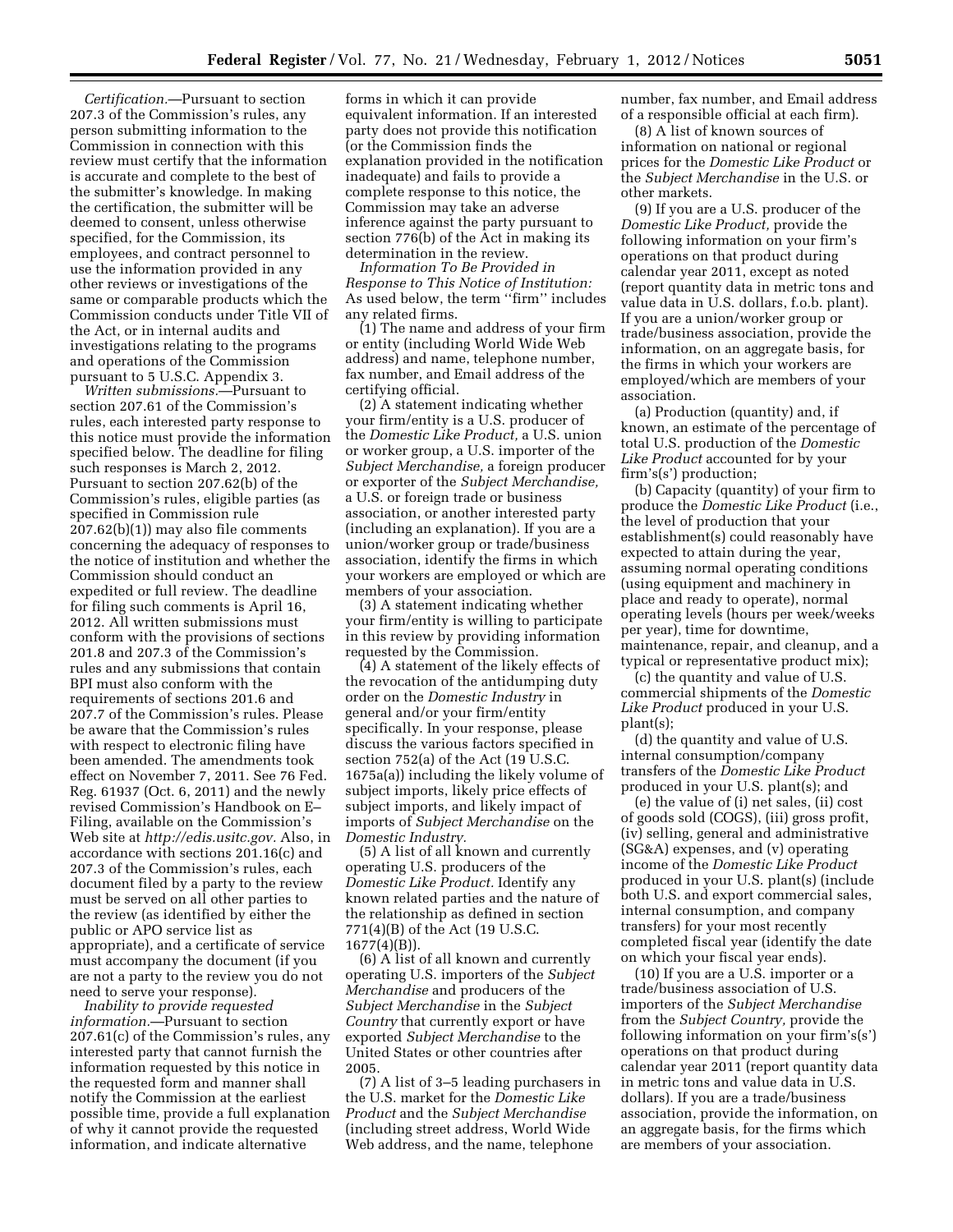*Certification.*—Pursuant to section 207.3 of the Commission's rules, any person submitting information to the Commission in connection with this review must certify that the information is accurate and complete to the best of the submitter's knowledge. In making the certification, the submitter will be deemed to consent, unless otherwise specified, for the Commission, its employees, and contract personnel to use the information provided in any other reviews or investigations of the same or comparable products which the Commission conducts under Title VII of the Act, or in internal audits and investigations relating to the programs and operations of the Commission pursuant to 5 U.S.C. Appendix 3.

*Written submissions.*—Pursuant to section 207.61 of the Commission's rules, each interested party response to this notice must provide the information specified below. The deadline for filing such responses is March 2, 2012. Pursuant to section 207.62(b) of the Commission's rules, eligible parties (as specified in Commission rule 207.62(b)(1)) may also file comments concerning the adequacy of responses to the notice of institution and whether the Commission should conduct an expedited or full review. The deadline for filing such comments is April 16, 2012. All written submissions must conform with the provisions of sections 201.8 and 207.3 of the Commission's rules and any submissions that contain BPI must also conform with the requirements of sections 201.6 and 207.7 of the Commission's rules. Please be aware that the Commission's rules with respect to electronic filing have been amended. The amendments took effect on November 7, 2011. See 76 Fed. Reg. 61937 (Oct. 6, 2011) and the newly revised Commission's Handbook on E–Filing, available on the Commission's Web site at *http://edis.usitc.gov.* Also, in accordance with sections 201.16(c) and 207.3 of the Commission's rules, each document filed by a party to the review must be served on all other parties to the review (as identified by either the public or APO service list as appropriate), and a certificate of service must accompany the document (if you are not a party to the review you do not need to serve your response).

*Inability to provide requested information.*—Pursuant to section 207.61(c) of the Commission's rules, any interested party that cannot furnish the information requested by this notice in the requested form and manner shall notify the Commission at the earliest possible time, provide a full explanation of why it cannot provide the requested information, and indicate alternative forms in which it can provide equivalent information. If an interested party does not provide this notification (or the Commission finds the explanation provided in the notification inadequate) and fails to provide a complete response to this notice, the Commission may take an adverse inference against the party pursuant to section 776(b) of the Act in making its determination in the review.

*Information To Be Provided in Response to This Notice of Institution:* As used below, the term ''firm'' includes any related firms.

(1) The name and address of your firm or entity (including World Wide Web address) and name, telephone number, fax number, and Email address of the certifying official.

(2) A statement indicating whether your firm/entity is a U.S. producer of the *Domestic Like Product,* a U.S. union or worker group, a U.S. importer of the *Subject Merchandise,* a foreign producer or exporter of the *Subject Merchandise,* a U.S. or foreign trade or business association, or another interested party (including an explanation). If you are a union/worker group or trade/business association, identify the firms in which your workers are employed or which are members of your association.

(3) A statement indicating whether your firm/entity is willing to participate in this review by providing information requested by the Commission.

(4) A statement of the likely effects of the revocation of the antidumping duty order on the *Domestic Industry* in general and/or your firm/entity specifically. In your response, please discuss the various factors specified in section 752(a) of the Act (19 U.S.C. 1675a(a)) including the likely volume of subject imports, likely price effects of subject imports, and likely impact of imports of *Subject Merchandise* on the *Domestic Industry.*

(5) A list of all known and currently operating U.S. producers of the *Domestic Like Product.* Identify any known related parties and the nature of the relationship as defined in section 771(4)(B) of the Act (19 U.S.C. 1677(4)(B)).

(6) A list of all known and currently operating U.S. importers of the *Subject Merchandise* and producers of the *Subject Merchandise* in the *Subject Country* that currently export or have exported *Subject Merchandise* to the United States or other countries after 2005.

(7) A list of 3–5 leading purchasers in the U.S. market for the *Domestic Like Product* and the *Subject Merchandise* (including street address, World Wide Web address, and the name, telephone number, fax number, and Email address of a responsible official at each firm).

(8) A list of known sources of information on national or regional prices for the *Domestic Like Product* or the *Subject Merchandise* in the U.S. or other markets.

(9) If you are a U.S. producer of the *Domestic Like Product,* provide the following information on your firm's operations on that product during calendar year 2011, except as noted (report quantity data in metric tons and value data in U.S. dollars, f.o.b. plant). If you are a union/worker group or trade/business association, provide the information, on an aggregate basis, for the firms in which your workers are employed/which are members of your association.

(a) Production (quantity) and, if known, an estimate of the percentage of total U.S. production of the *Domestic Like Product* accounted for by your firm's(s') production;

(b) Capacity (quantity) of your firm to produce the *Domestic Like Product* (i.e., the level of production that your establishment(s) could reasonably have expected to attain during the year, assuming normal operating conditions (using equipment and machinery in place and ready to operate), normal operating levels (hours per week/weeks per year), time for downtime, maintenance, repair, and cleanup, and a typical or representative product mix);

(c) the quantity and value of U.S. commercial shipments of the *Domestic Like Product* produced in your U.S. plant(s);

(d) the quantity and value of U.S. internal consumption/company transfers of the *Domestic Like Product* produced in your U.S. plant(s); and

(e) the value of (i) net sales, (ii) cost of goods sold (COGS), (iii) gross profit, (iv) selling, general and administrative (SG&A) expenses, and (v) operating income of the *Domestic Like Product* produced in your U.S. plant(s) (include both U.S. and export commercial sales, internal consumption, and company transfers) for your most recently completed fiscal year (identify the date on which your fiscal year ends).

(10) If you are a U.S. importer or a trade/business association of U.S. importers of the *Subject Merchandise* from the *Subject Country,* provide the following information on your firm's(s') operations on that product during calendar year 2011 (report quantity data in metric tons and value data in U.S. dollars). If you are a trade/business association, provide the information, on an aggregate basis, for the firms which are members of your association.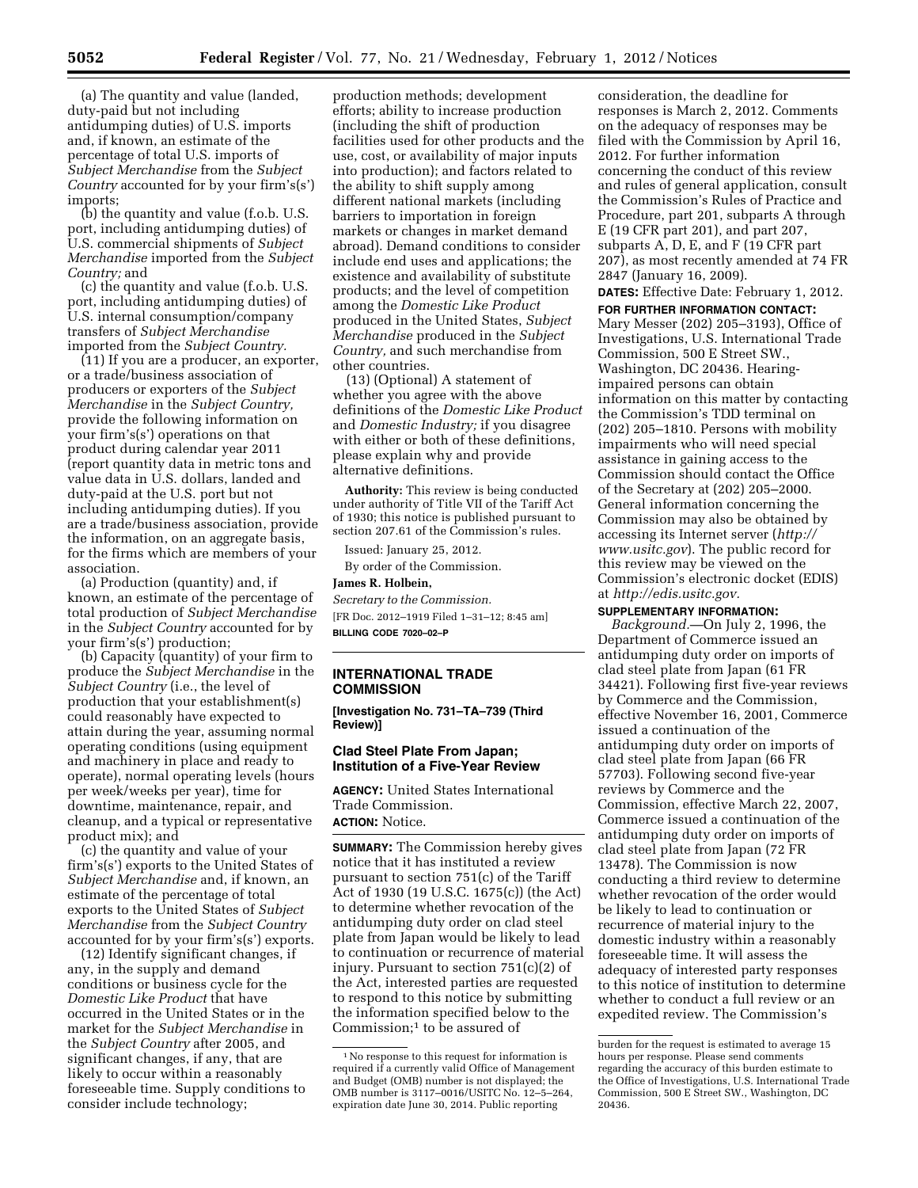(a) The quantity and value (landed, duty-paid but not including antidumping duties) of U.S. imports and, if known, an estimate of the percentage of total U.S. imports of *Subject Merchandise* from the *Subject Country* accounted for by your firm's(s') imports;

(b) the quantity and value (f.o.b. U.S. port, including antidumping duties) of U.S. commercial shipments of *Subject Merchandise* imported from the *Subject Country;* and

(c) the quantity and value (f.o.b. U.S. port, including antidumping duties) of U.S. internal consumption/company transfers of *Subject Merchandise* imported from the *Subject Country.*

(11) If you are a producer, an exporter, or a trade/business association of producers or exporters of the *Subject Merchandise* in the *Subject Country,* provide the following information on your firm's(s') operations on that product during calendar year 2011 (report quantity data in metric tons and value data in U.S. dollars, landed and duty-paid at the U.S. port but not including antidumping duties). If you are a trade/business association, provide the information, on an aggregate basis, for the firms which are members of your association.

(a) Production (quantity) and, if known, an estimate of the percentage of total production of *Subject Merchandise* in the *Subject Country* accounted for by your firm's(s') production;

(b) Capacity (quantity) of your firm to produce the *Subject Merchandise* in the *Subject Country* (i.e., the level of production that your establishment(s) could reasonably have expected to attain during the year, assuming normal operating conditions (using equipment and machinery in place and ready to operate), normal operating levels (hours per week/weeks per year), time for downtime, maintenance, repair, and cleanup, and a typical or representative product mix); and

(c) the quantity and value of your firm's(s') exports to the United States of *Subject Merchandise* and, if known, an estimate of the percentage of total exports to the United States of *Subject Merchandise* from the *Subject Country* accounted for by your firm's(s') exports.

(12) Identify significant changes, if any, in the supply and demand conditions or business cycle for the *Domestic Like Product* that have occurred in the United States or in the market for the *Subject Merchandise* in the *Subject Country* after 2005, and significant changes, if any, that are likely to occur within a reasonably foreseeable time. Supply conditions to consider include technology; production methods; development efforts; ability to increase production (including the shift of production facilities used for other products and the use, cost, or availability of major inputs into production); and factors related to the ability to shift supply among different national markets (including barriers to importation in foreign markets or changes in market demand abroad). Demand conditions to consider include end uses and applications; the existence and availability of substitute products; and the level of competition among the *Domestic Like Product* produced in the United States, *Subject Merchandise* produced in the *Subject Country,* and such merchandise from other countries.

(13) (Optional) A statement of whether you agree with the above definitions of the *Domestic Like Product* and *Domestic Industry;* if you disagree with either or both of these definitions, please explain why and provide alternative definitions.

**Authority:** This review is being conducted under authority of Title VII of the Tariff Act of 1930; this notice is published pursuant to section 207.61 of the Commission's rules.

Issued: January 25, 2012.

By order of the Commission.

**James R. Holbein,**

*Secretary to the Commission.*

[FR Doc. 2012–1919 Filed 1–31–12; 8:45 am]

**BILLING CODE 7020–02–P**

---

## INTERNATIONAL TRADE COMMISSION

**[Investigation No. 731–TA–739 (Third Review)]**

## Clad Steel Plate From Japan; Institution of a Five-Year Review

**AGENCY:** United States International Trade Commission.

**ACTION:** Notice.

**SUMMARY:** The Commission hereby gives notice that it has instituted a review pursuant to section 751(c) of the Tariff Act of 1930 (19 U.S.C. 1675(c)) (the Act) to determine whether revocation of the antidumping duty order on clad steel plate from Japan would be likely to lead to continuation or recurrence of material injury. Pursuant to section 751(c)(2) of the Act, interested parties are requested to respond to this notice by submitting the information specified below to the Commission;[1] to be assured of consideration, the deadline for responses is March 2, 2012. Comments on the adequacy of responses may be filed with the Commission by April 16, 2012. For further information concerning the conduct of this review and rules of general application, consult the Commission's Rules of Practice and Procedure, part 201, subparts A through E (19 CFR part 201), and part 207, subparts A, D, E, and F (19 CFR part 207), as most recently amended at 74 FR 2847 (January 16, 2009).

**DATES:** Effective Date: February 1, 2012.

**FOR FURTHER INFORMATION CONTACT:** Mary Messer (202) 205–3193), Office of Investigations, U.S. International Trade Commission, 500 E Street SW., Washington, DC 20436. Hearing-impaired persons can obtain information on this matter by contacting the Commission's TDD terminal on (202) 205–1810. Persons with mobility impairments who will need special assistance in gaining access to the Commission should contact the Office of the Secretary at (202) 205–2000. General information concerning the Commission may also be obtained by accessing its Internet server (*http://www.usitc.gov*). The public record for this review may be viewed on the Commission's electronic docket (EDIS) at *http://edis.usitc.gov.*

**SUPPLEMENTARY INFORMATION:**

*Background.*—On July 2, 1996, the Department of Commerce issued an antidumping duty order on imports of clad steel plate from Japan (61 FR 34421). Following first five-year reviews by Commerce and the Commission, effective November 16, 2001, Commerce issued a continuation of the antidumping duty order on imports of clad steel plate from Japan (66 FR 57703). Following second five-year reviews by Commerce and the Commission, effective March 22, 2007, Commerce issued a continuation of the antidumping duty order on imports of clad steel plate from Japan (72 FR 13478). The Commission is now conducting a third review to determine whether revocation of the order would be likely to lead to continuation or recurrence of material injury to the domestic industry within a reasonably foreseeable time. It will assess the adequacy of interested party responses to this notice of institution to determine whether to conduct a full review or an expedited review. The Commission's

---

[1] No response to this request for information is required if a currently valid Office of Management and Budget (OMB) number is not displayed; the OMB number is 3117–0016/USITC No. 12–5–264, expiration date June 30, 2014. Public reporting burden for the request is estimated to average 15 hours per response. Please send comments regarding the accuracy of this burden estimate to the Office of Investigations, U.S. International Trade Commission, 500 E Street SW., Washington, DC 20436.